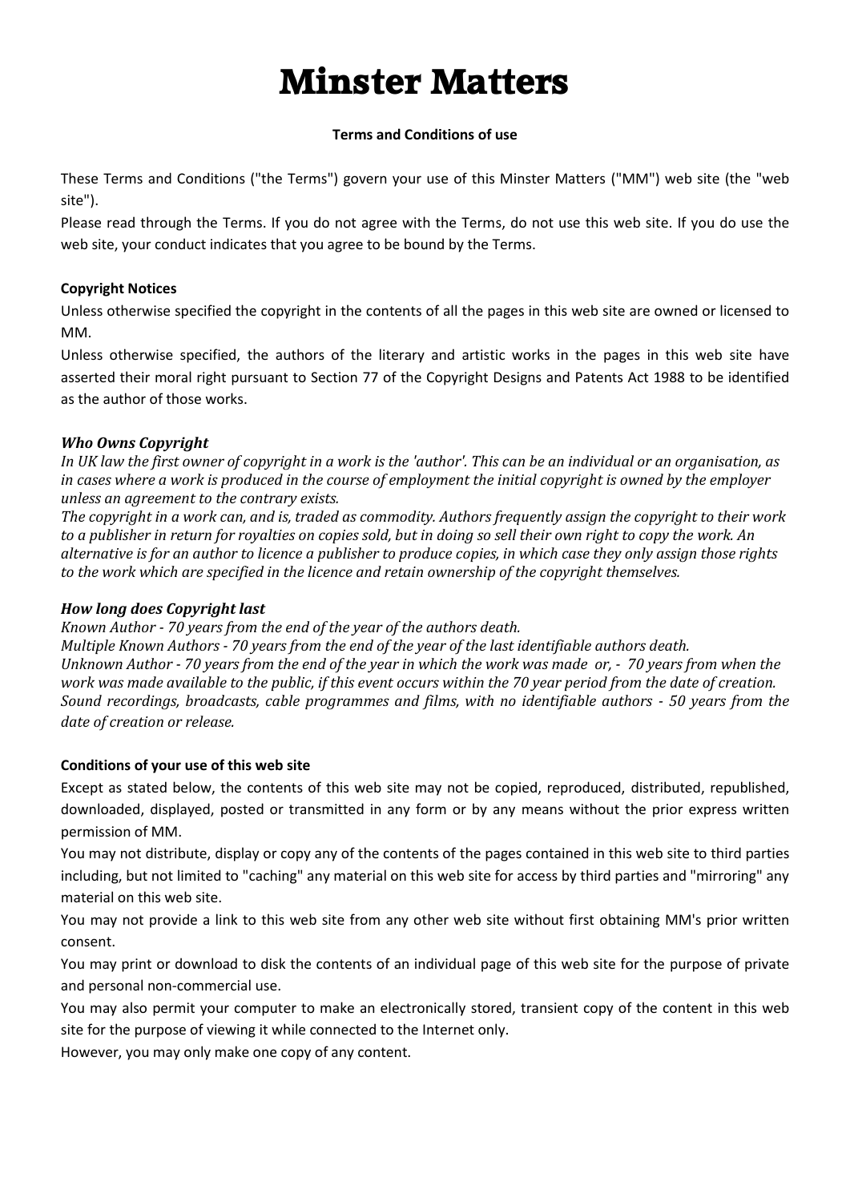# Minster Matters

**Terms and Conditions of use**

These Terms and Conditions ("the Terms") govern your use of this Minster Matters ("MM") web site (the "web site").

Please read through the Terms. If you do not agree with the Terms, do not use this web site. If you do use the web site, your conduct indicates that you agree to be bound by the Terms.

**Copyright Notices**

Unless otherwise specified the copyright in the contents of all the pages in this web site are owned or licensed to MM.

Unless otherwise specified, the authors of the literary and artistic works in the pages in this web site have asserted their moral right pursuant to Section 77 of the Copyright Designs and Patents Act 1988 to be identified as the author of those works.

***Who Owns Copyright***

*In UK law the first owner of copyright in a work is the 'author'. This can be an individual or an organisation, as in cases where a work is produced in the course of employment the initial copyright is owned by the employer unless an agreement to the contrary exists.*

*The copyright in a work can, and is, traded as commodity. Authors frequently assign the copyright to their work to a publisher in return for royalties on copies sold, but in doing so sell their own right to copy the work. An alternative is for an author to licence a publisher to produce copies, in which case they only assign those rights to the work which are specified in the licence and retain ownership of the copyright themselves.*

***How long does Copyright last***

*Known Author - 70 years from the end of the year of the authors death.*

*Multiple Known Authors - 70 years from the end of the year of the last identifiable authors death.*

*Unknown Author - 70 years from the end of the year in which the work was made or, - 70 years from when the work was made available to the public, if this event occurs within the 70 year period from the date of creation.*

*Sound recordings, broadcasts, cable programmes and films, with no identifiable authors - 50 years from the date of creation or release.*

**Conditions of your use of this web site**

Except as stated below, the contents of this web site may not be copied, reproduced, distributed, republished, downloaded, displayed, posted or transmitted in any form or by any means without the prior express written permission of MM.

You may not distribute, display or copy any of the contents of the pages contained in this web site to third parties including, but not limited to "caching" any material on this web site for access by third parties and "mirroring" any material on this web site.

You may not provide a link to this web site from any other web site without first obtaining MM's prior written consent.

You may print or download to disk the contents of an individual page of this web site for the purpose of private and personal non-commercial use.

You may also permit your computer to make an electronically stored, transient copy of the content in this web site for the purpose of viewing it while connected to the Internet only.

However, you may only make one copy of any content.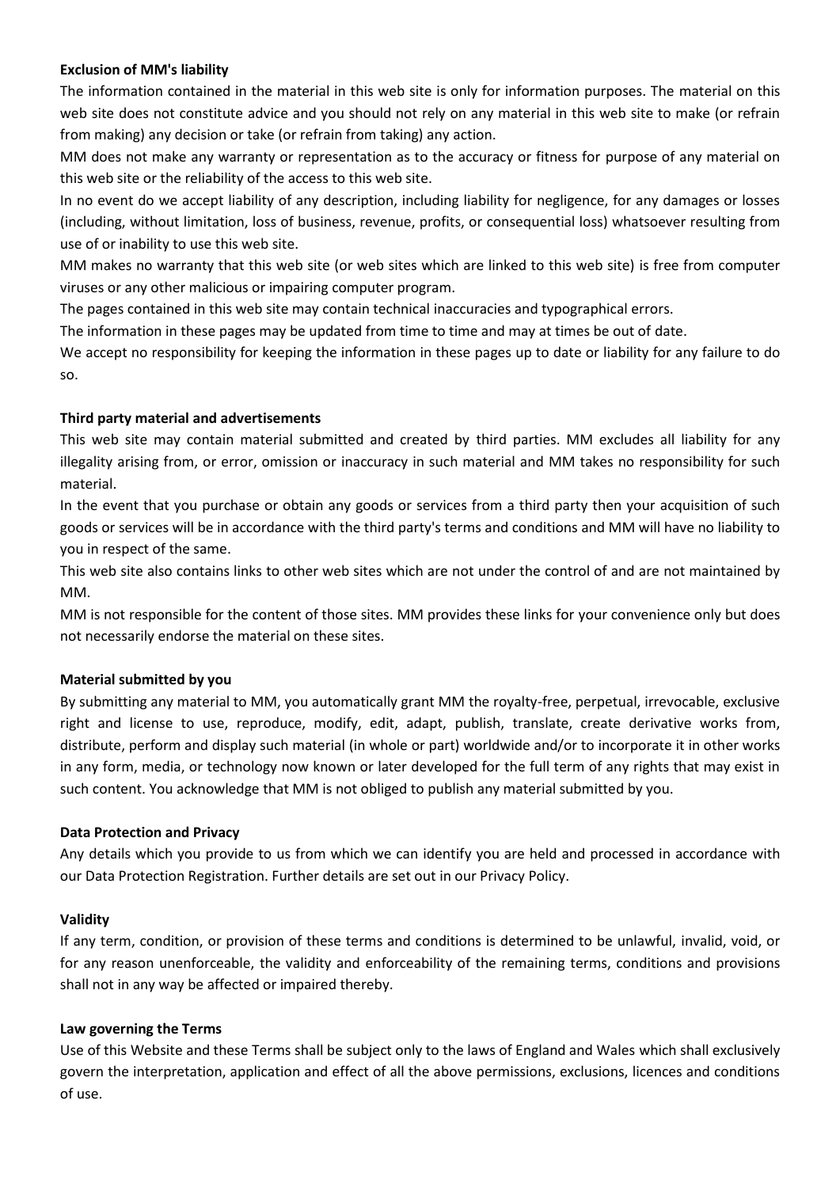**Exclusion of MM's liability**

The information contained in the material in this web site is only for information purposes. The material on this web site does not constitute advice and you should not rely on any material in this web site to make (or refrain from making) any decision or take (or refrain from taking) any action.

MM does not make any warranty or representation as to the accuracy or fitness for purpose of any material on this web site or the reliability of the access to this web site.

In no event do we accept liability of any description, including liability for negligence, for any damages or losses (including, without limitation, loss of business, revenue, profits, or consequential loss) whatsoever resulting from use of or inability to use this web site.

MM makes no warranty that this web site (or web sites which are linked to this web site) is free from computer viruses or any other malicious or impairing computer program.

The pages contained in this web site may contain technical inaccuracies and typographical errors.

The information in these pages may be updated from time to time and may at times be out of date.

We accept no responsibility for keeping the information in these pages up to date or liability for any failure to do so.

**Third party material and advertisements**

This web site may contain material submitted and created by third parties. MM excludes all liability for any illegality arising from, or error, omission or inaccuracy in such material and MM takes no responsibility for such material.

In the event that you purchase or obtain any goods or services from a third party then your acquisition of such goods or services will be in accordance with the third party's terms and conditions and MM will have no liability to you in respect of the same.

This web site also contains links to other web sites which are not under the control of and are not maintained by MM.

MM is not responsible for the content of those sites. MM provides these links for your convenience only but does not necessarily endorse the material on these sites.

**Material submitted by you**

By submitting any material to MM, you automatically grant MM the royalty-free, perpetual, irrevocable, exclusive right and license to use, reproduce, modify, edit, adapt, publish, translate, create derivative works from, distribute, perform and display such material (in whole or part) worldwide and/or to incorporate it in other works in any form, media, or technology now known or later developed for the full term of any rights that may exist in such content. You acknowledge that MM is not obliged to publish any material submitted by you.

**Data Protection and Privacy**

Any details which you provide to us from which we can identify you are held and processed in accordance with our Data Protection Registration. Further details are set out in our Privacy Policy.

**Validity**

If any term, condition, or provision of these terms and conditions is determined to be unlawful, invalid, void, or for any reason unenforceable, the validity and enforceability of the remaining terms, conditions and provisions shall not in any way be affected or impaired thereby.

**Law governing the Terms**

Use of this Website and these Terms shall be subject only to the laws of England and Wales which shall exclusively govern the interpretation, application and effect of all the above permissions, exclusions, licences and conditions of use.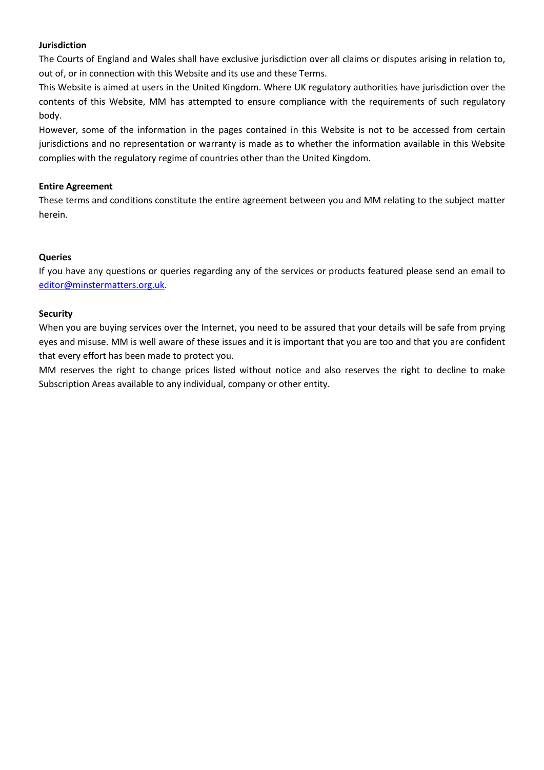**Jurisdiction**

The Courts of England and Wales shall have exclusive jurisdiction over all claims or disputes arising in relation to, out of, or in connection with this Website and its use and these Terms.

This Website is aimed at users in the United Kingdom. Where UK regulatory authorities have jurisdiction over the contents of this Website, MM has attempted to ensure compliance with the requirements of such regulatory body.

However, some of the information in the pages contained in this Website is not to be accessed from certain jurisdictions and no representation or warranty is made as to whether the information available in this Website complies with the regulatory regime of countries other than the United Kingdom.

**Entire Agreement**

These terms and conditions constitute the entire agreement between you and MM relating to the subject matter herein.

**Queries**

If you have any questions or queries regarding any of the services or products featured please send an email to editor@minstermatters.org.uk.

**Security**

When you are buying services over the Internet, you need to be assured that your details will be safe from prying eyes and misuse. MM is well aware of these issues and it is important that you are too and that you are confident that every effort has been made to protect you.

MM reserves the right to change prices listed without notice and also reserves the right to decline to make Subscription Areas available to any individual, company or other entity.